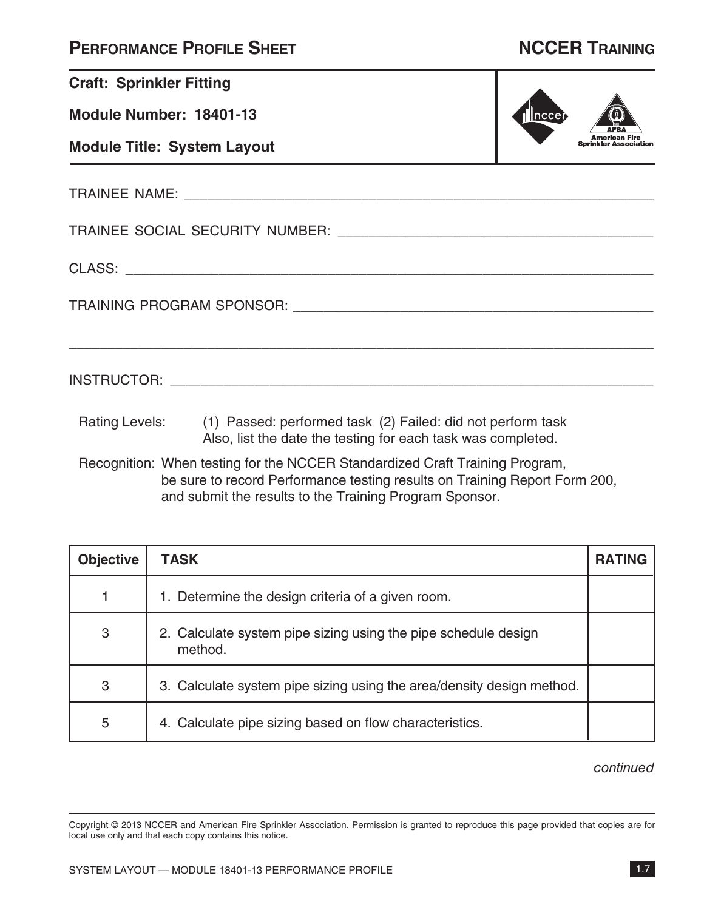# PERFORMANCE PROFILE SHEET

## NCCER TRAINING

**Craft: Sprinkler Fitting**

**Module Number: 18401-13**

**Module Title: System Layout**

TRAINEE NAME: ______________________________________________

TRAINEE SOCIAL SECURITY NUMBER: ______________________________

CLASS: ______________________________________________

TRAINING PROGRAM SPONSOR: ______________________________________

______________________________________________

INSTRUCTOR: ______________________________________________

Rating Levels: (1) Passed: performed task (2) Failed: did not perform task
Also, list the date the testing for each task was completed.

Recognition: When testing for the NCCER Standardized Craft Training Program, be sure to record Performance testing results on Training Report Form 200, and submit the results to the Training Program Sponsor.

| Objective | TASK | RATING |
|---|---|---|
| 1 | 1. Determine the design criteria of a given room. | |
| 3 | 2. Calculate system pipe sizing using the pipe schedule design method. | |
| 3 | 3. Calculate system pipe sizing using the area/density design method. | |
| 5 | 4. Calculate pipe sizing based on flow characteristics. | |

*continued*

Copyright © 2013 NCCER and American Fire Sprinkler Association. Permission is granted to reproduce this page provided that copies are for local use only and that each copy contains this notice.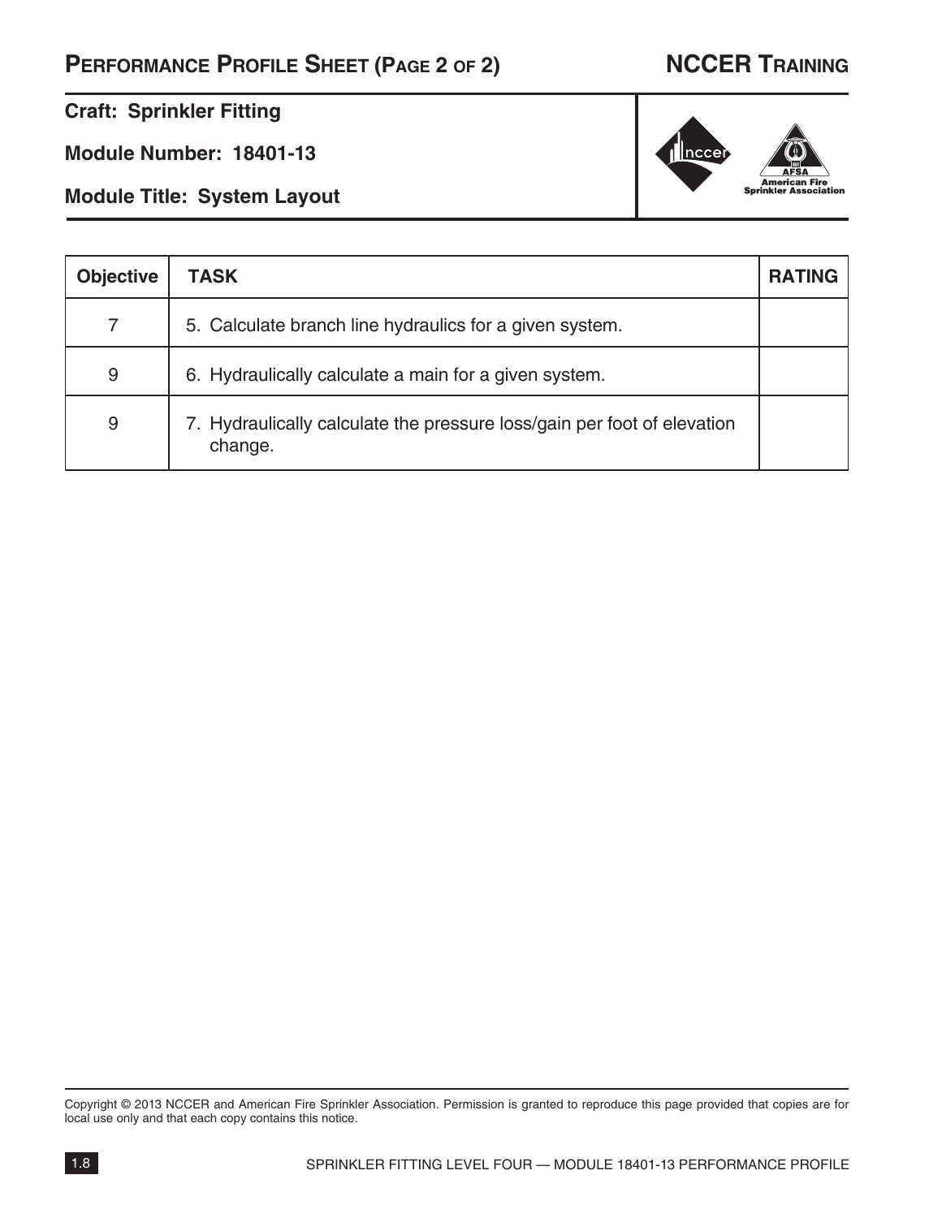# PERFORMANCE PROFILE SHEET (PAGE 2 OF 2)

**Craft: Sprinkler Fitting**

**Module Number: 18401-13**

**Module Title: System Layout**

| Objective | TASK | RATING |
|---|---|---|
| 7 | 5. Calculate branch line hydraulics for a given system. | |
| 9 | 6. Hydraulically calculate a main for a given system. | |
| 9 | 7. Hydraulically calculate the pressure loss/gain per foot of elevation change. | |

Copyright © 2013 NCCER and American Fire Sprinkler Association. Permission is granted to reproduce this page provided that copies are for local use only and that each copy contains this notice.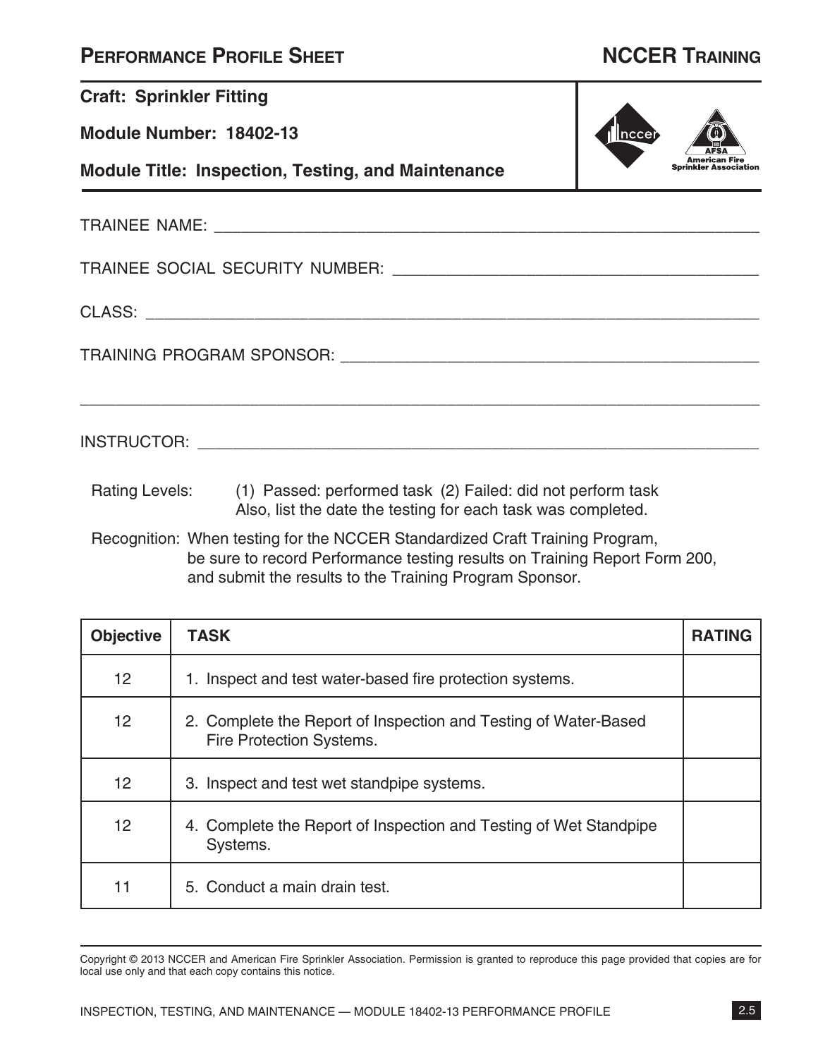# PERFORMANCE PROFILE SHEET

## NCCER TRAINING

**Craft: Sprinkler Fitting**

**Module Number: 18402-13**

**Module Title: Inspection, Testing, and Maintenance**

TRAINEE NAME: ______________________________

TRAINEE SOCIAL SECURITY NUMBER: ______________________________

CLASS: ______________________________

TRAINING PROGRAM SPONSOR: ______________________________

______________________________

INSTRUCTOR: ______________________________

Rating Levels: (1) Passed: performed task (2) Failed: did not perform task
Also, list the date the testing for each task was completed.

Recognition: When testing for the NCCER Standardized Craft Training Program, be sure to record Performance testing results on Training Report Form 200, and submit the results to the Training Program Sponsor.

| Objective | TASK | RATING |
|---|---|---|
| 12 | 1. Inspect and test water-based fire protection systems. | |
| 12 | 2. Complete the Report of Inspection and Testing of Water-Based Fire Protection Systems. | |
| 12 | 3. Inspect and test wet standpipe systems. | |
| 12 | 4. Complete the Report of Inspection and Testing of Wet Standpipe Systems. | |
| 11 | 5. Conduct a main drain test. | |

Copyright © 2013 NCCER and American Fire Sprinkler Association. Permission is granted to reproduce this page provided that copies are for local use only and that each copy contains this notice.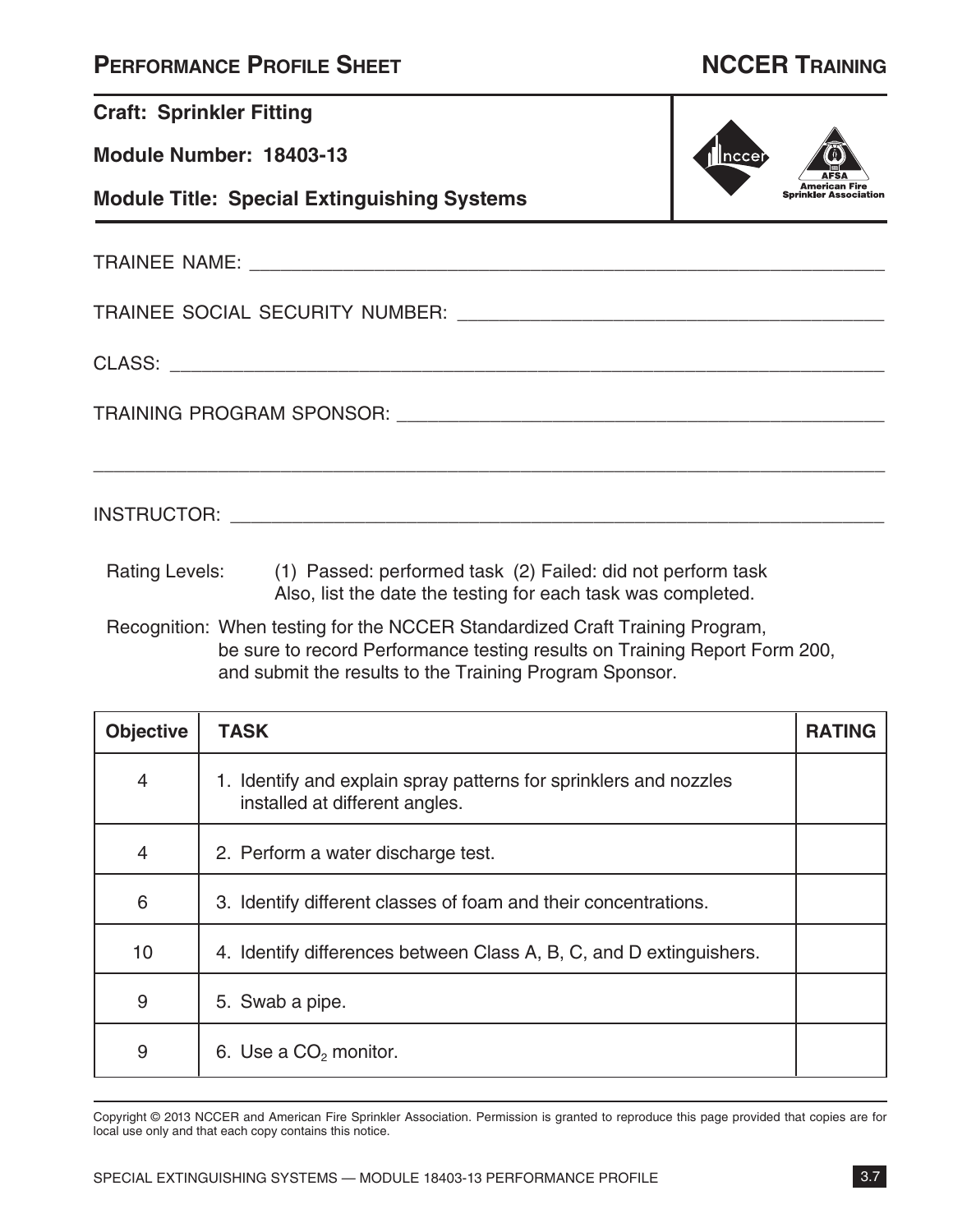# Performance Profile Sheet

## NCCER Training

**Craft: Sprinkler Fitting**

**Module Number: 18403-13**

**Module Title: Special Extinguishing Systems**

TRAINEE NAME: ____________________________________________

TRAINEE SOCIAL SECURITY NUMBER: ____________________________

CLASS: ____________________________________________

TRAINING PROGRAM SPONSOR: ____________________________

____________________________________________

INSTRUCTOR: ____________________________________________

Rating Levels: (1) Passed: performed task (2) Failed: did not perform task
Also, list the date the testing for each task was completed.

Recognition: When testing for the NCCER Standardized Craft Training Program, be sure to record Performance testing results on Training Report Form 200, and submit the results to the Training Program Sponsor.

| Objective | TASK | RATING |
|---|---|---|
| 4 | 1. Identify and explain spray patterns for sprinklers and nozzles installed at different angles. | |
| 4 | 2. Perform a water discharge test. | |
| 6 | 3. Identify different classes of foam and their concentrations. | |
| 10 | 4. Identify differences between Class A, B, C, and D extinguishers. | |
| 9 | 5. Swab a pipe. | |
| 9 | 6. Use a $CO_2$ monitor. | |

Copyright © 2013 NCCER and American Fire Sprinkler Association. Permission is granted to reproduce this page provided that copies are for local use only and that each copy contains this notice.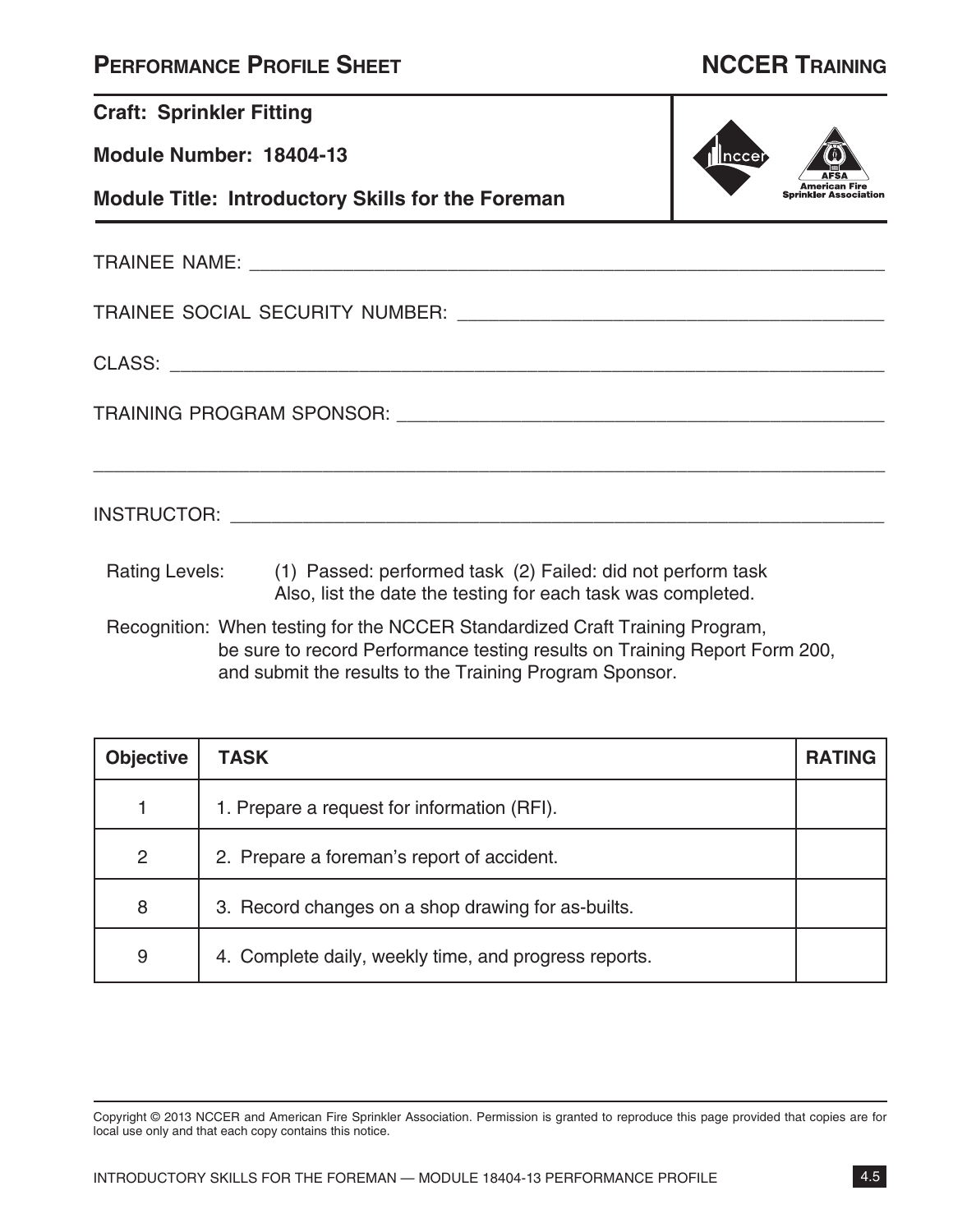# PERFORMANCE PROFILE SHEET

**NCCER TRAINING**

**Craft: Sprinkler Fitting**

**Module Number: 18404-13**

**Module Title: Introductory Skills for the Foreman**

TRAINEE NAME: ______________________________________________

TRAINEE SOCIAL SECURITY NUMBER: ______________________________

CLASS: ___________________________________________________

TRAINING PROGRAM SPONSOR: _________________________________

___________________________________________________________

INSTRUCTOR: ______________________________________________

Rating Levels: (1) Passed: performed task (2) Failed: did not perform task
Also, list the date the testing for each task was completed.

Recognition: When testing for the NCCER Standardized Craft Training Program, be sure to record Performance testing results on Training Report Form 200, and submit the results to the Training Program Sponsor.

| Objective | TASK | RATING |
|---|---|---|
| 1 | 1. Prepare a request for information (RFI). | |
| 2 | 2. Prepare a foreman's report of accident. | |
| 8 | 3. Record changes on a shop drawing for as-builts. | |
| 9 | 4. Complete daily, weekly time, and progress reports. | |

Copyright © 2013 NCCER and American Fire Sprinkler Association. Permission is granted to reproduce this page provided that copies are for local use only and that each copy contains this notice.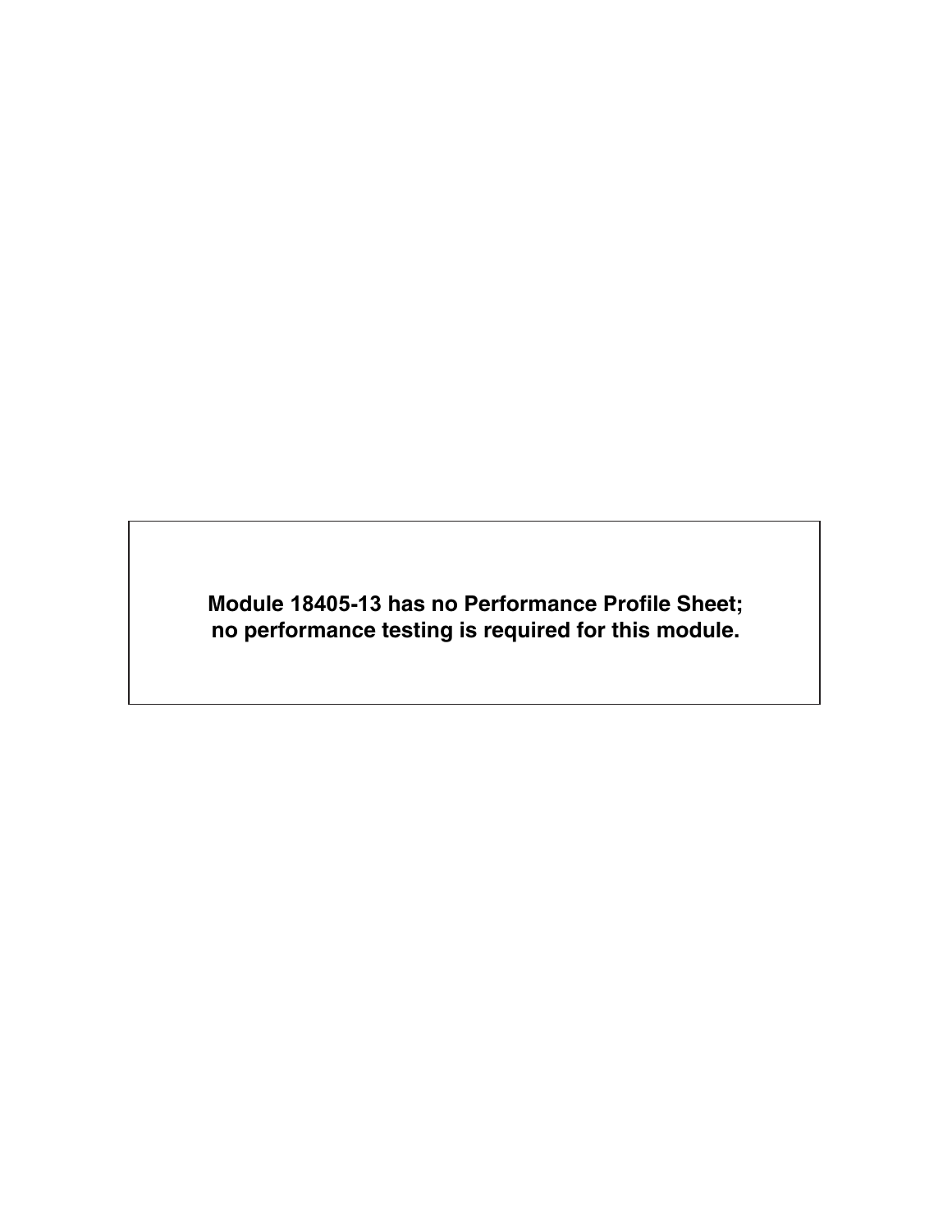**Module 18405-13 has no Performance Profile Sheet; no performance testing is required for this module.**